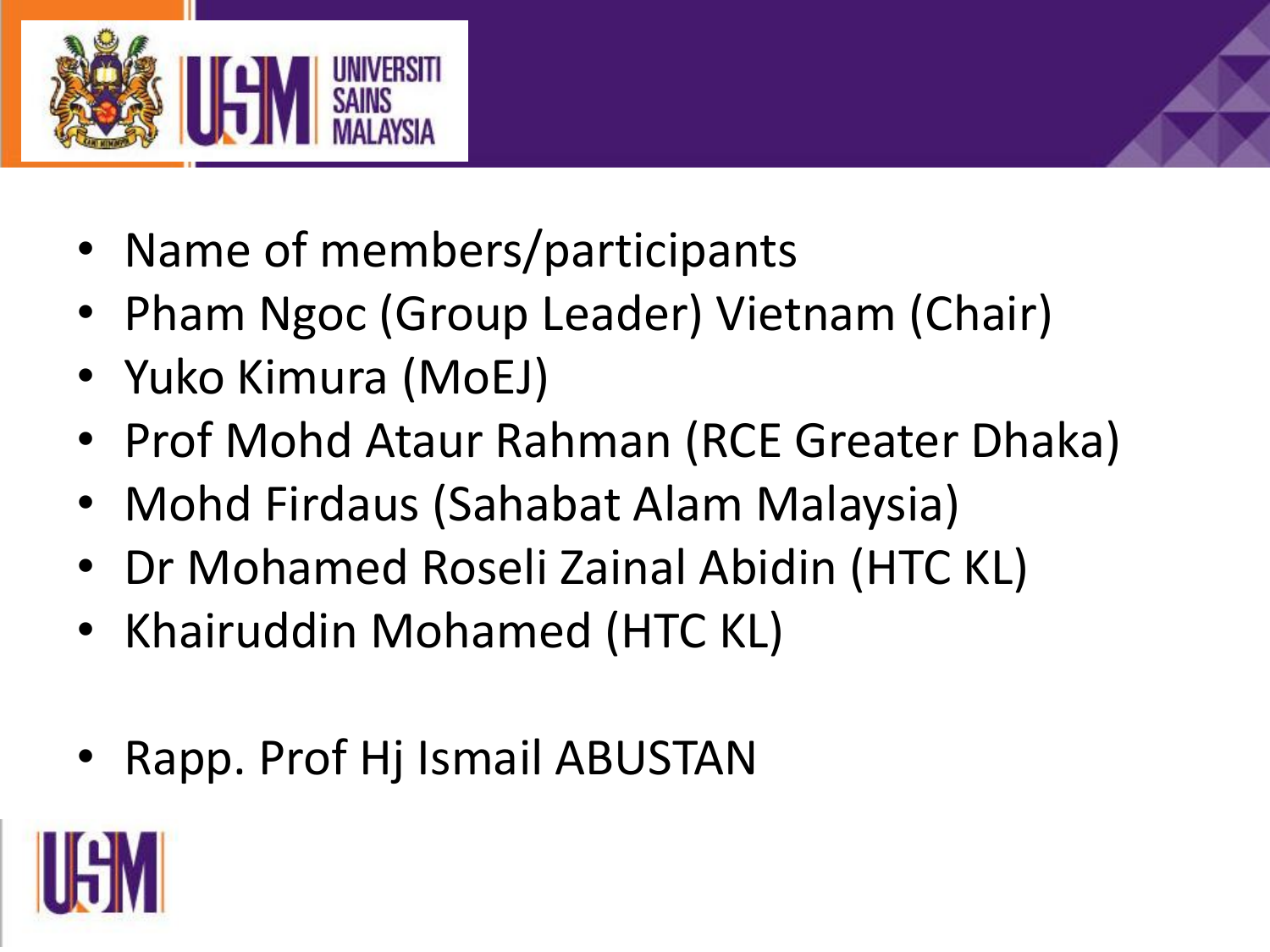- Name of members/participants
- Pham Ngoc (Group Leader) Vietnam (Chair)
- Yuko Kimura (MoEJ)
- Prof Mohd Ataur Rahman (RCE Greater Dhaka)
- Mohd Firdaus (Sahabat Alam Malaysia)
- Dr Mohamed Roseli Zainal Abidin (HTC KL)
- Khairuddin Mohamed (HTC KL)

- Rapp. Prof Hj Ismail ABUSTAN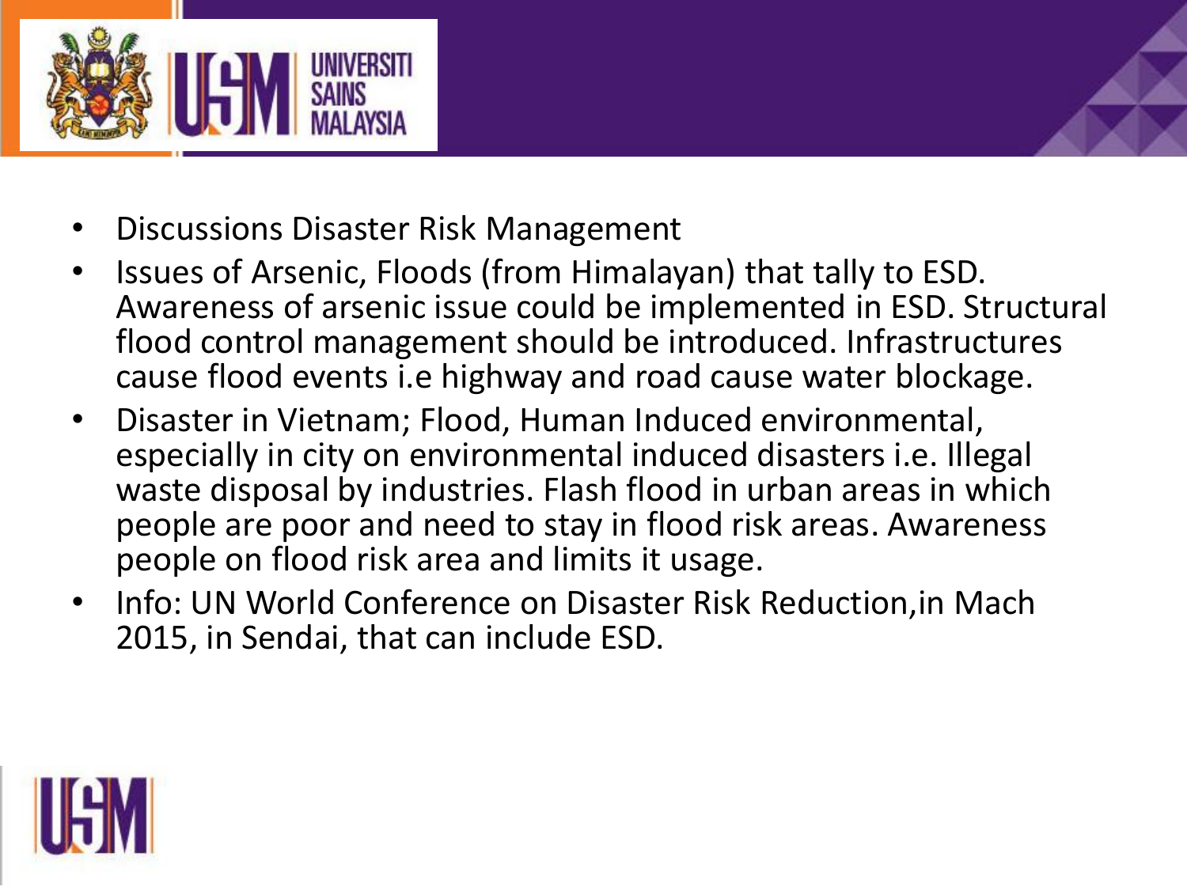- Discussions Disaster Risk Management
- Issues of Arsenic, Floods (from Himalayan) that tally to ESD. Awareness of arsenic issue could be implemented in ESD. Structural flood control management should be introduced. Infrastructures cause flood events i.e highway and road cause water blockage.
- Disaster in Vietnam; Flood, Human Induced environmental, especially in city on environmental induced disasters i.e. Illegal waste disposal by industries. Flash flood in urban areas in which people are poor and need to stay in flood risk areas. Awareness people on flood risk area and limits it usage.
- Info: UN World Conference on Disaster Risk Reduction,in Mach 2015, in Sendai, that can include ESD.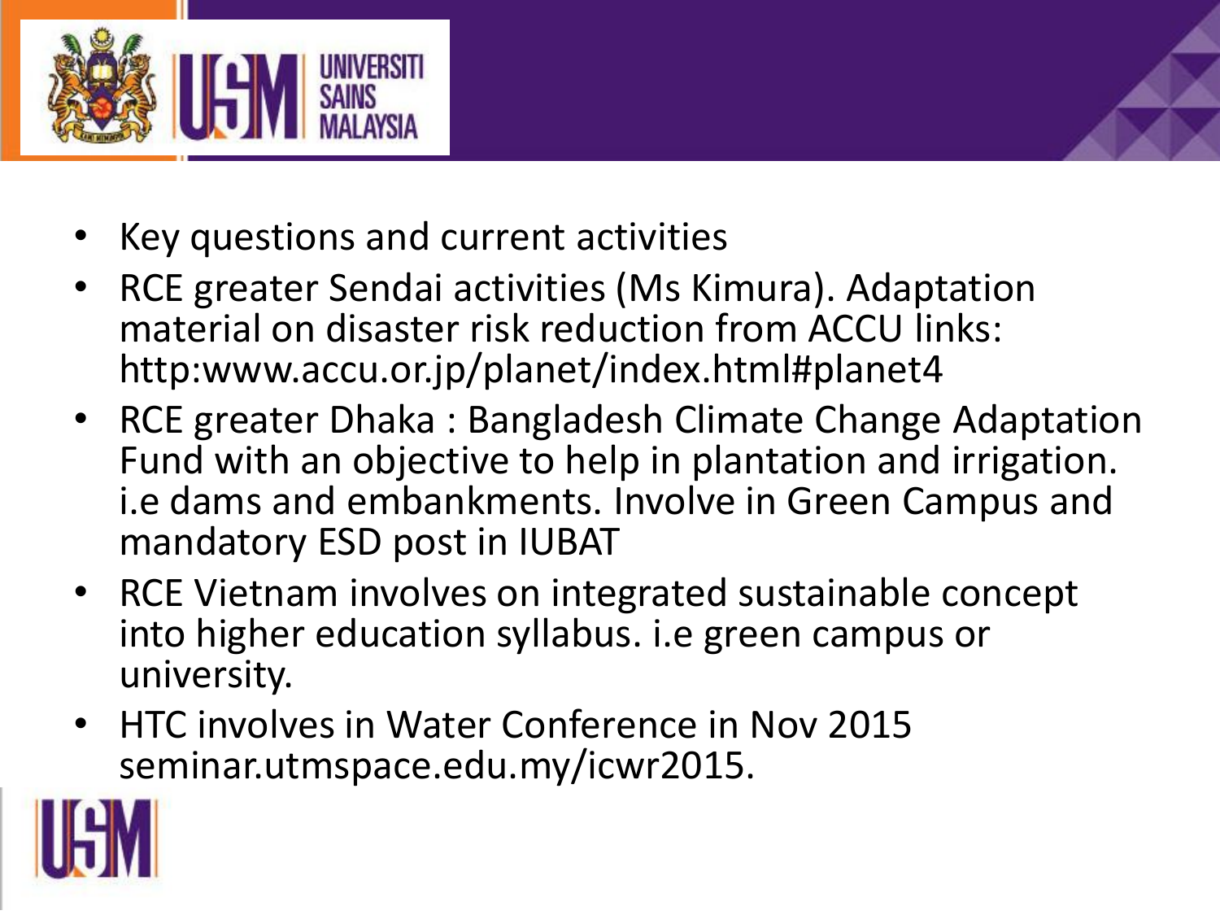- Key questions and current activities
- RCE greater Sendai activities (Ms Kimura). Adaptation material on disaster risk reduction from ACCU links: http:www.accu.or.jp/planet/index.html#planet4
- RCE greater Dhaka : Bangladesh Climate Change Adaptation Fund with an objective to help in plantation and irrigation. i.e dams and embankments. Involve in Green Campus and mandatory ESD post in IUBAT
- RCE Vietnam involves on integrated sustainable concept into higher education syllabus. i.e green campus or university.
- HTC involves in Water Conference in Nov 2015 seminar.utmspace.edu.my/icwr2015.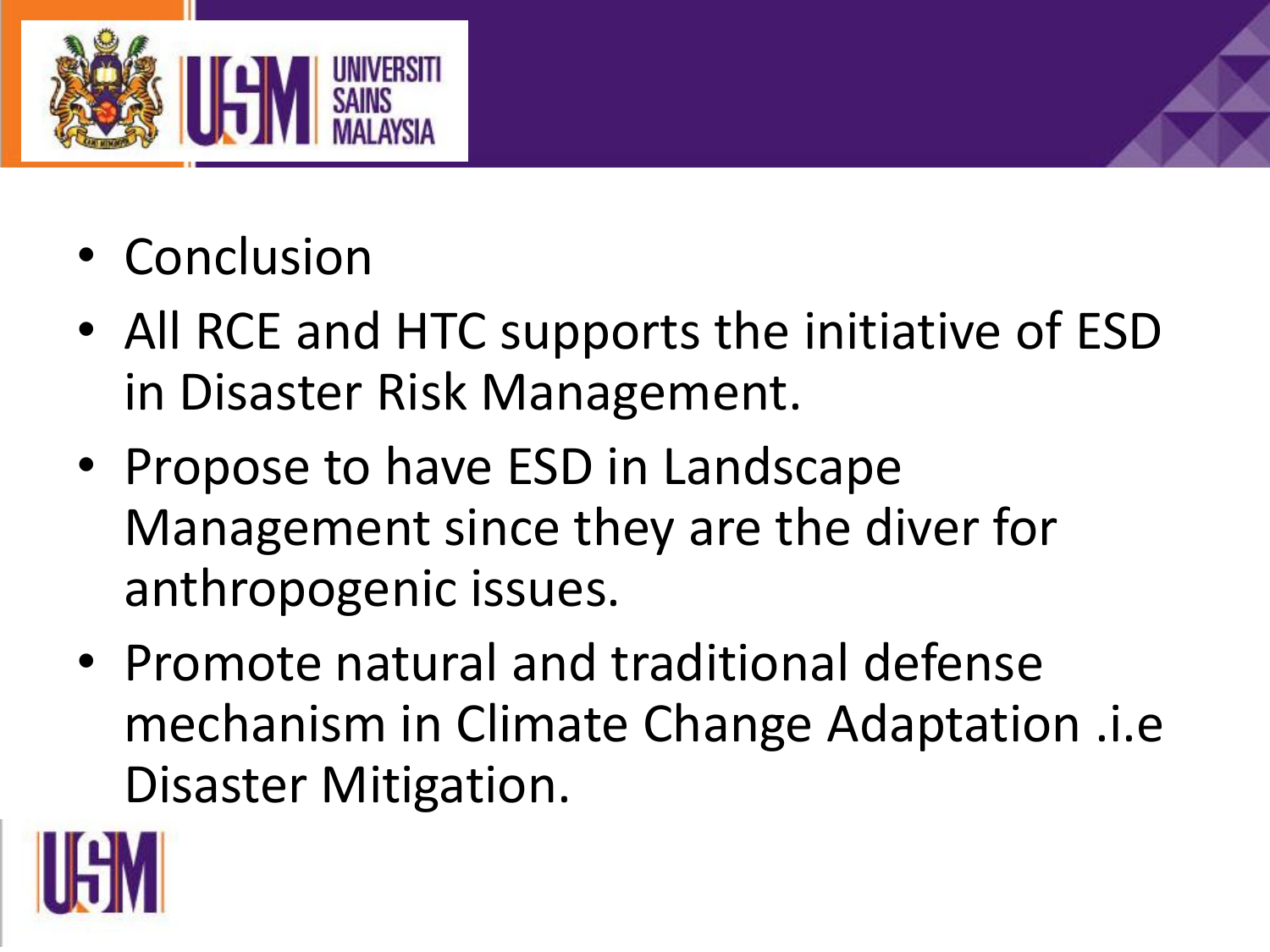- Conclusion
- All RCE and HTC supports the initiative of ESD in Disaster Risk Management.
- Propose to have ESD in Landscape Management since they are the diver for anthropogenic issues.
- Promote natural and traditional defense mechanism in Climate Change Adaptation .i.e Disaster Mitigation.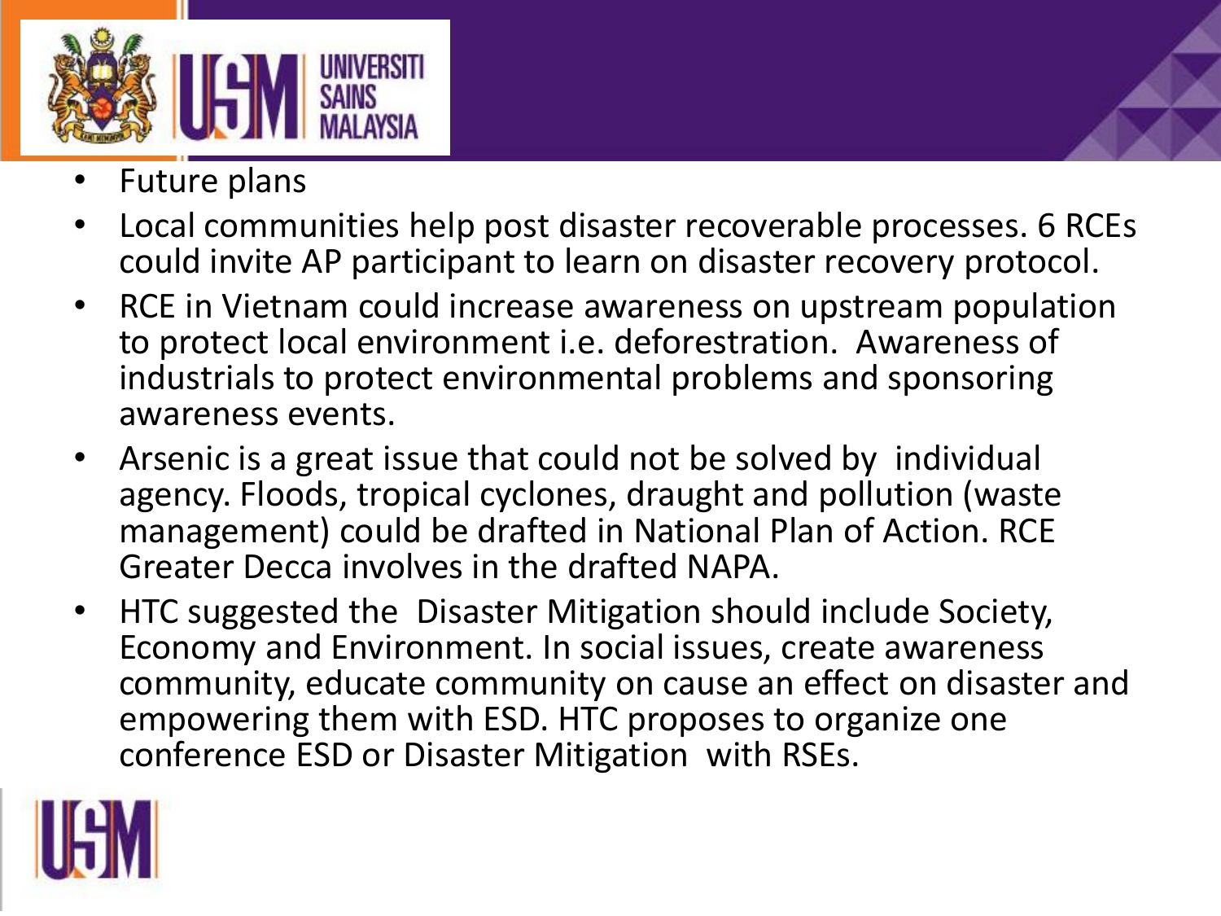- Future plans
- Local communities help post disaster recoverable processes. 6 RCEs could invite AP participant to learn on disaster recovery protocol.
- RCE in Vietnam could increase awareness on upstream population to protect local environment i.e. deforestration. Awareness of industrials to protect environmental problems and sponsoring awareness events.
- Arsenic is a great issue that could not be solved by individual agency. Floods, tropical cyclones, draught and pollution (waste management) could be drafted in National Plan of Action. RCE Greater Decca involves in the drafted NAPA.
- HTC suggested the Disaster Mitigation should include Society, Economy and Environment. In social issues, create awareness community, educate community on cause an effect on disaster and empowering them with ESD. HTC proposes to organize one conference ESD or Disaster Mitigation with RSEs.